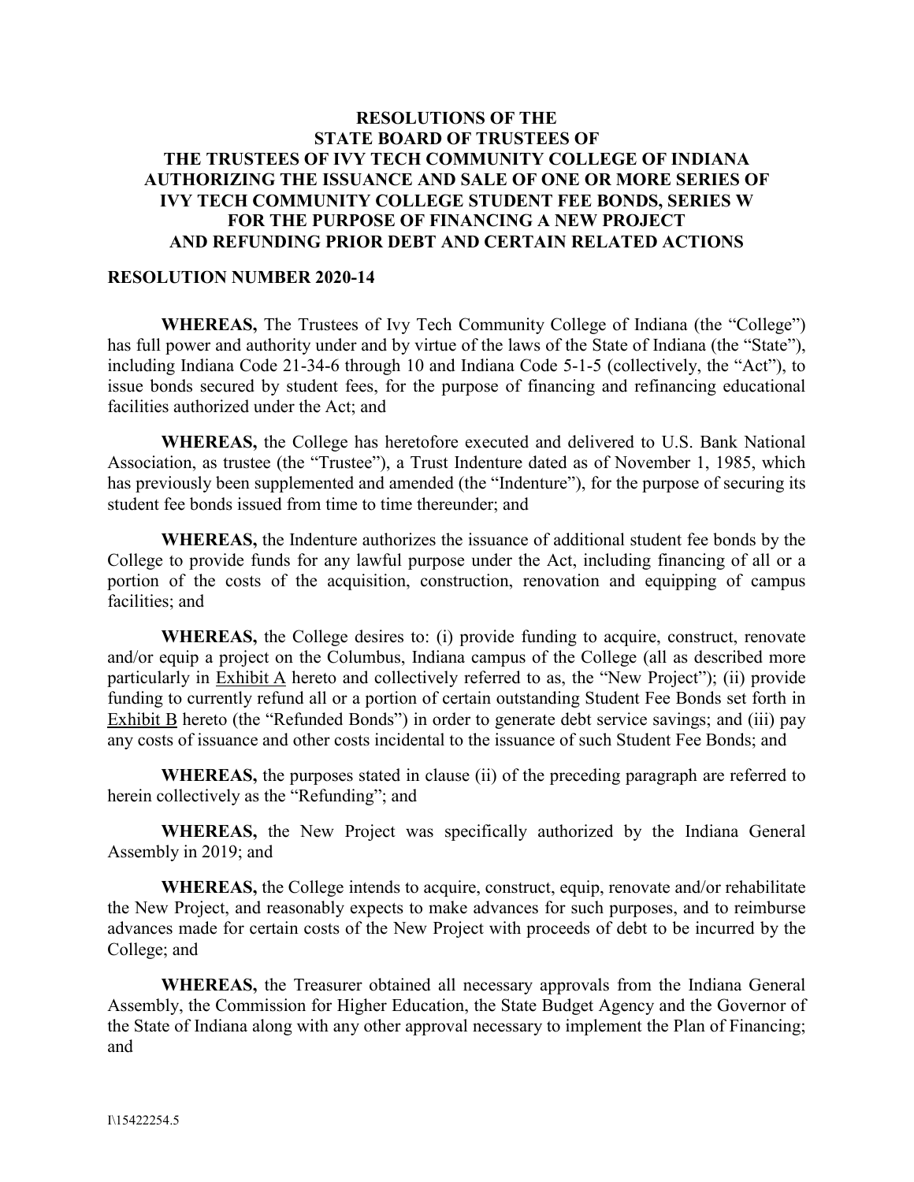# RESOLUTIONS OF THE STATE BOARD OF TRUSTEES OF THE TRUSTEES OF IVY TECH COMMUNITY COLLEGE OF INDIANA AUTHORIZING THE ISSUANCE AND SALE OF ONE OR MORE SERIES OF IVY TECH COMMUNITY COLLEGE STUDENT FEE BONDS, SERIES W FOR THE PURPOSE OF FINANCING A NEW PROJECT AND REFUNDING PRIOR DEBT AND CERTAIN RELATED ACTIONS

## RESOLUTION NUMBER 2020-14

**WHEREAS,** The Trustees of Ivy Tech Community College of Indiana (the "College") has full power and authority under and by virtue of the laws of the State of Indiana (the "State"), including Indiana Code 21-34-6 through 10 and Indiana Code 5-1-5 (collectively, the "Act"), to issue bonds secured by student fees, for the purpose of financing and refinancing educational facilities authorized under the Act; and

**WHEREAS,** the College has heretofore executed and delivered to U.S. Bank National Association, as trustee (the "Trustee"), a Trust Indenture dated as of November 1, 1985, which has previously been supplemented and amended (the "Indenture"), for the purpose of securing its student fee bonds issued from time to time thereunder; and

**WHEREAS,** the Indenture authorizes the issuance of additional student fee bonds by the College to provide funds for any lawful purpose under the Act, including financing of all or a portion of the costs of the acquisition, construction, renovation and equipping of campus facilities; and

**WHEREAS,** the College desires to: (i) provide funding to acquire, construct, renovate and/or equip a project on the Columbus, Indiana campus of the College (all as described more particularly in Exhibit A hereto and collectively referred to as, the "New Project"); (ii) provide funding to currently refund all or a portion of certain outstanding Student Fee Bonds set forth in Exhibit B hereto (the "Refunded Bonds") in order to generate debt service savings; and (iii) pay any costs of issuance and other costs incidental to the issuance of such Student Fee Bonds; and

**WHEREAS,** the purposes stated in clause (ii) of the preceding paragraph are referred to herein collectively as the "Refunding"; and

**WHEREAS,** the New Project was specifically authorized by the Indiana General Assembly in 2019; and

**WHEREAS,** the College intends to acquire, construct, equip, renovate and/or rehabilitate the New Project, and reasonably expects to make advances for such purposes, and to reimburse advances made for certain costs of the New Project with proceeds of debt to be incurred by the College; and

**WHEREAS,** the Treasurer obtained all necessary approvals from the Indiana General Assembly, the Commission for Higher Education, the State Budget Agency and the Governor of the State of Indiana along with any other approval necessary to implement the Plan of Financing; and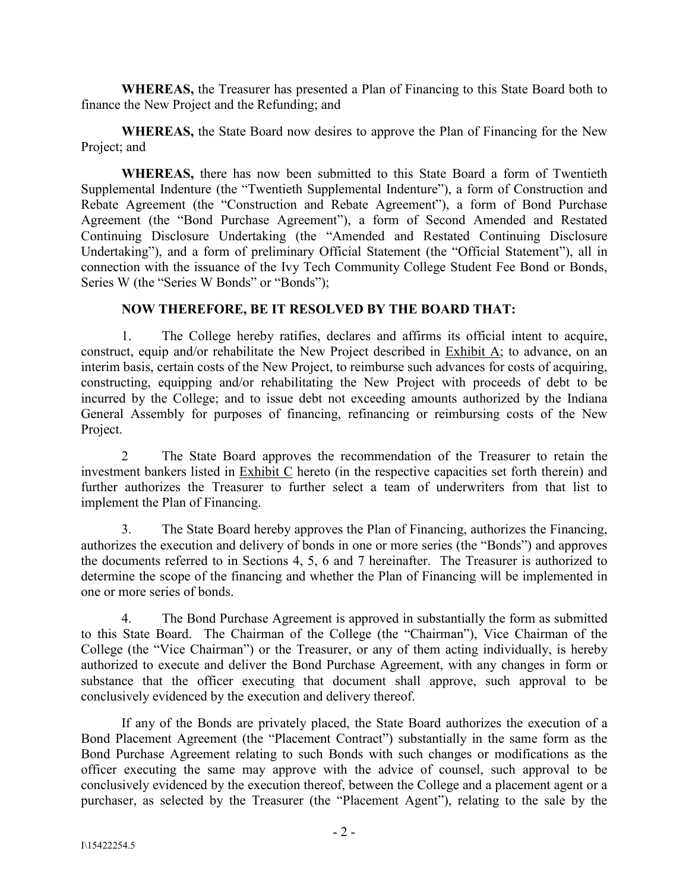**WHEREAS,** the Treasurer has presented a Plan of Financing to this State Board both to finance the New Project and the Refunding; and

**WHEREAS,** the State Board now desires to approve the Plan of Financing for the New Project; and

**WHEREAS,** there has now been submitted to this State Board a form of Twentieth Supplemental Indenture (the "Twentieth Supplemental Indenture"), a form of Construction and Rebate Agreement (the "Construction and Rebate Agreement"), a form of Bond Purchase Agreement (the "Bond Purchase Agreement"), a form of Second Amended and Restated Continuing Disclosure Undertaking (the "Amended and Restated Continuing Disclosure Undertaking"), and a form of preliminary Official Statement (the "Official Statement"), all in connection with the issuance of the Ivy Tech Community College Student Fee Bond or Bonds, Series W (the "Series W Bonds" or "Bonds");

**NOW THEREFORE, BE IT RESOLVED BY THE BOARD THAT:**

1. The College hereby ratifies, declares and affirms its official intent to acquire, construct, equip and/or rehabilitate the New Project described in Exhibit A; to advance, on an interim basis, certain costs of the New Project, to reimburse such advances for costs of acquiring, constructing, equipping and/or rehabilitating the New Project with proceeds of debt to be incurred by the College; and to issue debt not exceeding amounts authorized by the Indiana General Assembly for purposes of financing, refinancing or reimbursing costs of the New Project.

2 The State Board approves the recommendation of the Treasurer to retain the investment bankers listed in Exhibit C hereto (in the respective capacities set forth therein) and further authorizes the Treasurer to further select a team of underwriters from that list to implement the Plan of Financing.

3. The State Board hereby approves the Plan of Financing, authorizes the Financing, authorizes the execution and delivery of bonds in one or more series (the "Bonds") and approves the documents referred to in Sections 4, 5, 6 and 7 hereinafter. The Treasurer is authorized to determine the scope of the financing and whether the Plan of Financing will be implemented in one or more series of bonds.

4. The Bond Purchase Agreement is approved in substantially the form as submitted to this State Board. The Chairman of the College (the "Chairman"), Vice Chairman of the College (the "Vice Chairman") or the Treasurer, or any of them acting individually, is hereby authorized to execute and deliver the Bond Purchase Agreement, with any changes in form or substance that the officer executing that document shall approve, such approval to be conclusively evidenced by the execution and delivery thereof.

If any of the Bonds are privately placed, the State Board authorizes the execution of a Bond Placement Agreement (the "Placement Contract") substantially in the same form as the Bond Purchase Agreement relating to such Bonds with such changes or modifications as the officer executing the same may approve with the advice of counsel, such approval to be conclusively evidenced by the execution thereof, between the College and a placement agent or a purchaser, as selected by the Treasurer (the "Placement Agent"), relating to the sale by the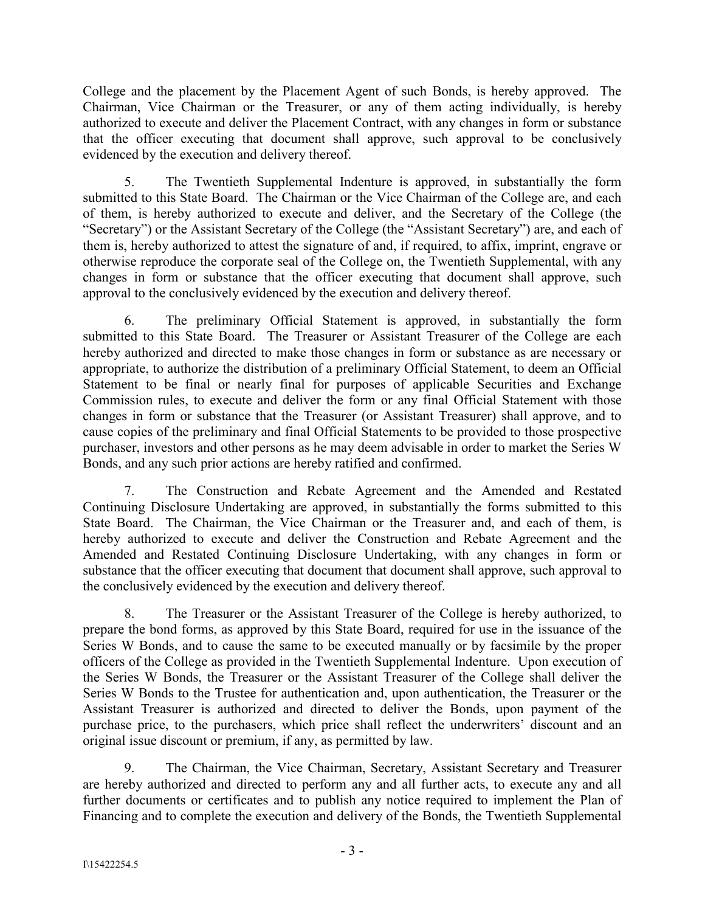College and the placement by the Placement Agent of such Bonds, is hereby approved. The Chairman, Vice Chairman or the Treasurer, or any of them acting individually, is hereby authorized to execute and deliver the Placement Contract, with any changes in form or substance that the officer executing that document shall approve, such approval to be conclusively evidenced by the execution and delivery thereof.

5. The Twentieth Supplemental Indenture is approved, in substantially the form submitted to this State Board. The Chairman or the Vice Chairman of the College are, and each of them, is hereby authorized to execute and deliver, and the Secretary of the College (the "Secretary") or the Assistant Secretary of the College (the "Assistant Secretary") are, and each of them is, hereby authorized to attest the signature of and, if required, to affix, imprint, engrave or otherwise reproduce the corporate seal of the College on, the Twentieth Supplemental, with any changes in form or substance that the officer executing that document shall approve, such approval to the conclusively evidenced by the execution and delivery thereof.

6. The preliminary Official Statement is approved, in substantially the form submitted to this State Board. The Treasurer or Assistant Treasurer of the College are each hereby authorized and directed to make those changes in form or substance as are necessary or appropriate, to authorize the distribution of a preliminary Official Statement, to deem an Official Statement to be final or nearly final for purposes of applicable Securities and Exchange Commission rules, to execute and deliver the form or any final Official Statement with those changes in form or substance that the Treasurer (or Assistant Treasurer) shall approve, and to cause copies of the preliminary and final Official Statements to be provided to those prospective purchaser, investors and other persons as he may deem advisable in order to market the Series W Bonds, and any such prior actions are hereby ratified and confirmed.

7. The Construction and Rebate Agreement and the Amended and Restated Continuing Disclosure Undertaking are approved, in substantially the forms submitted to this State Board. The Chairman, the Vice Chairman or the Treasurer and, and each of them, is hereby authorized to execute and deliver the Construction and Rebate Agreement and the Amended and Restated Continuing Disclosure Undertaking, with any changes in form or substance that the officer executing that document that document shall approve, such approval to the conclusively evidenced by the execution and delivery thereof.

8. The Treasurer or the Assistant Treasurer of the College is hereby authorized, to prepare the bond forms, as approved by this State Board, required for use in the issuance of the Series W Bonds, and to cause the same to be executed manually or by facsimile by the proper officers of the College as provided in the Twentieth Supplemental Indenture. Upon execution of the Series W Bonds, the Treasurer or the Assistant Treasurer of the College shall deliver the Series W Bonds to the Trustee for authentication and, upon authentication, the Treasurer or the Assistant Treasurer is authorized and directed to deliver the Bonds, upon payment of the purchase price, to the purchasers, which price shall reflect the underwriters' discount and an original issue discount or premium, if any, as permitted by law.

9. The Chairman, the Vice Chairman, Secretary, Assistant Secretary and Treasurer are hereby authorized and directed to perform any and all further acts, to execute any and all further documents or certificates and to publish any notice required to implement the Plan of Financing and to complete the execution and delivery of the Bonds, the Twentieth Supplemental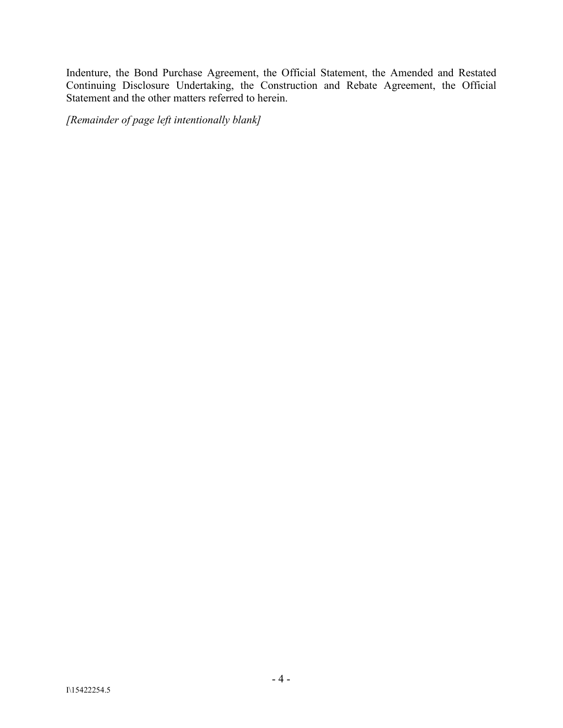Indenture, the Bond Purchase Agreement, the Official Statement, the Amended and Restated Continuing Disclosure Undertaking, the Construction and Rebate Agreement, the Official Statement and the other matters referred to herein.

*[Remainder of page left intentionally blank]*

I\15422254.5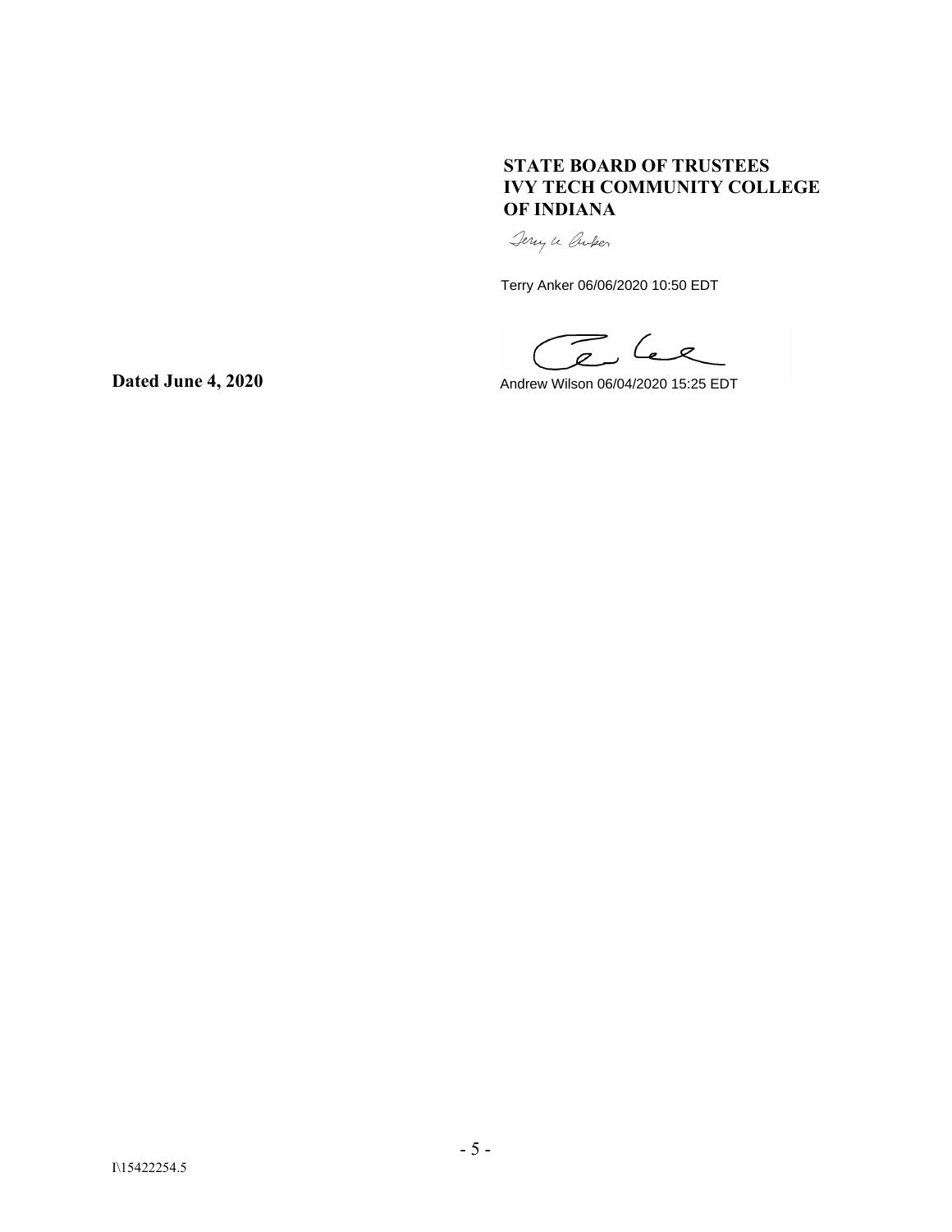**STATE BOARD OF TRUSTEES**
**IVY TECH COMMUNITY COLLEGE**
**OF INDIANA**

Terry Anker 06/06/2020 10:50 EDT

**Dated June 4, 2020**

Andrew Wilson 06/04/2020 15:25 EDT

I\15422254.5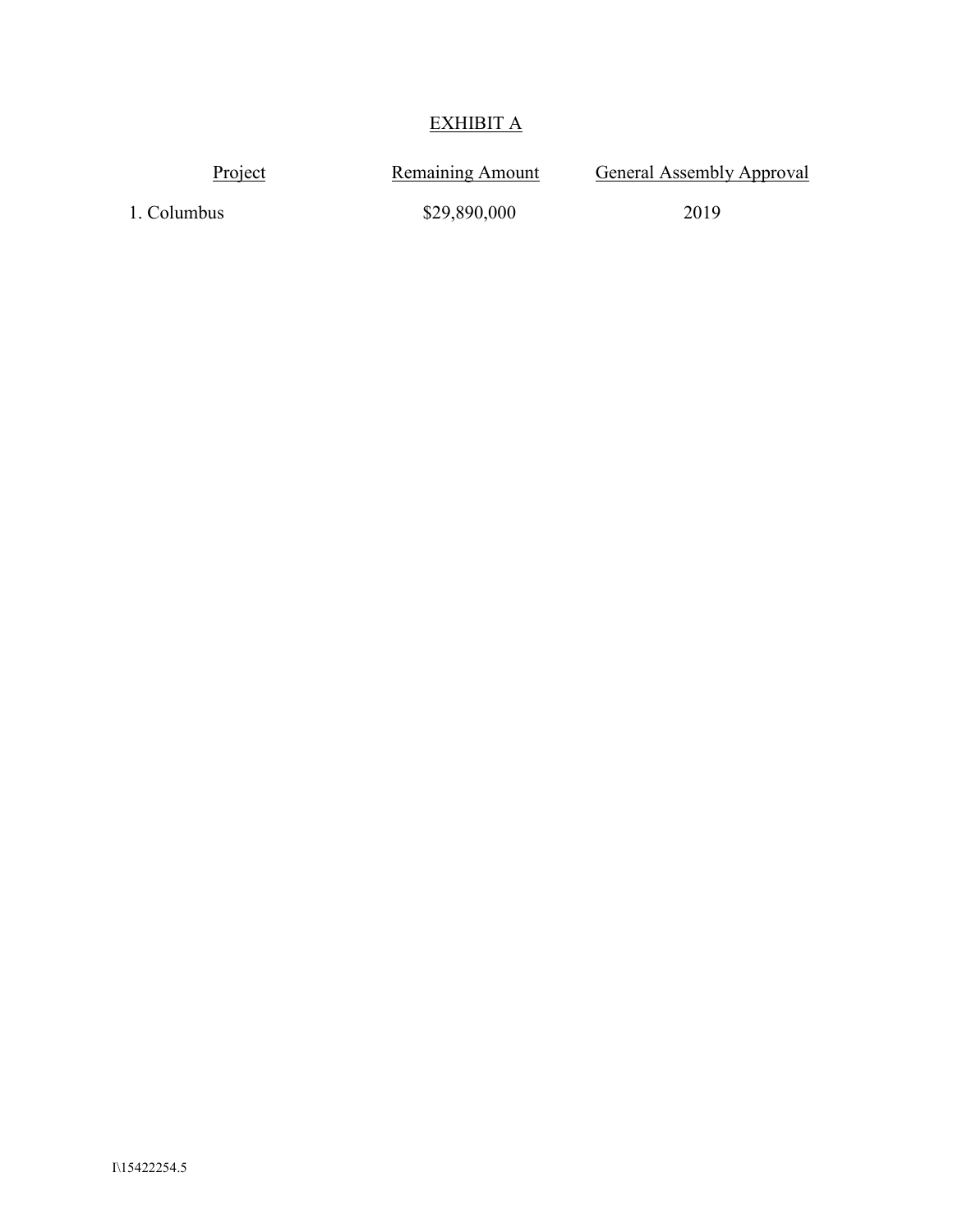# EXHIBIT A

| Project | Remaining Amount | General Assembly Approval |
|---|---|---|
| 1. Columbus | $29,890,000 | 2019 |

I\15422254.5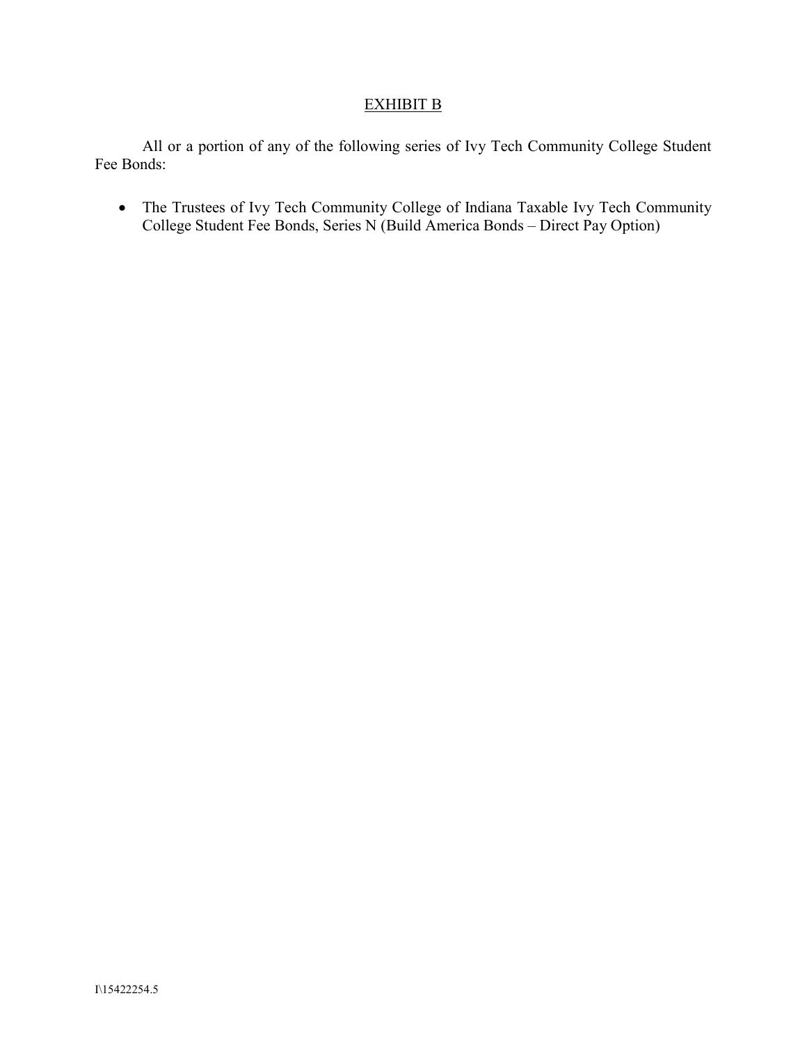## EXHIBIT B

All or a portion of any of the following series of Ivy Tech Community College Student Fee Bonds:

- The Trustees of Ivy Tech Community College of Indiana Taxable Ivy Tech Community College Student Fee Bonds, Series N (Build America Bonds – Direct Pay Option)

I\15422254.5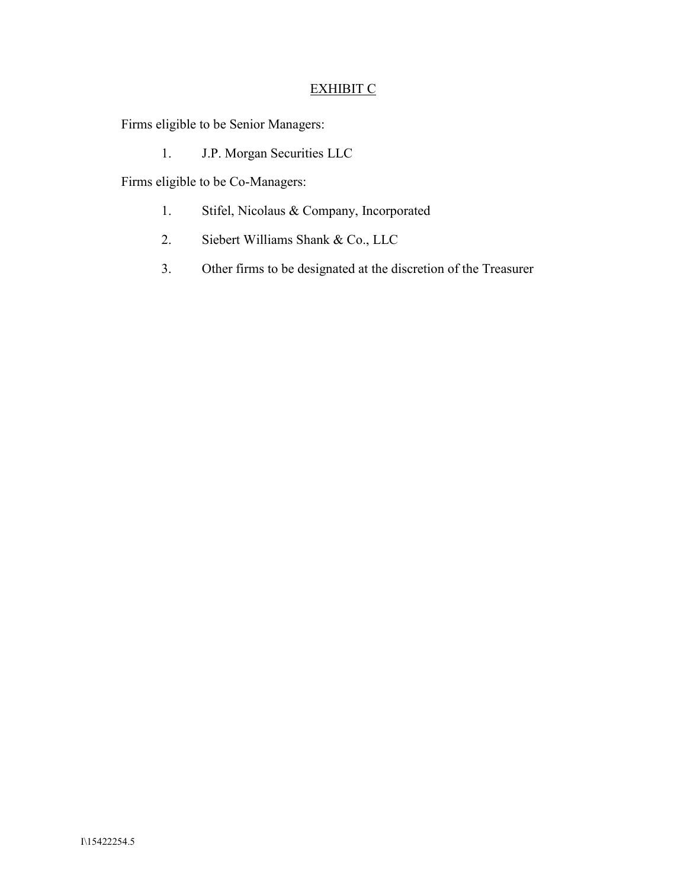## EXHIBIT C

Firms eligible to be Senior Managers:

1. J.P. Morgan Securities LLC

Firms eligible to be Co-Managers:

1. Stifel, Nicolaus & Company, Incorporated
2. Siebert Williams Shank & Co., LLC
3. Other firms to be designated at the discretion of the Treasurer

I\15422254.5